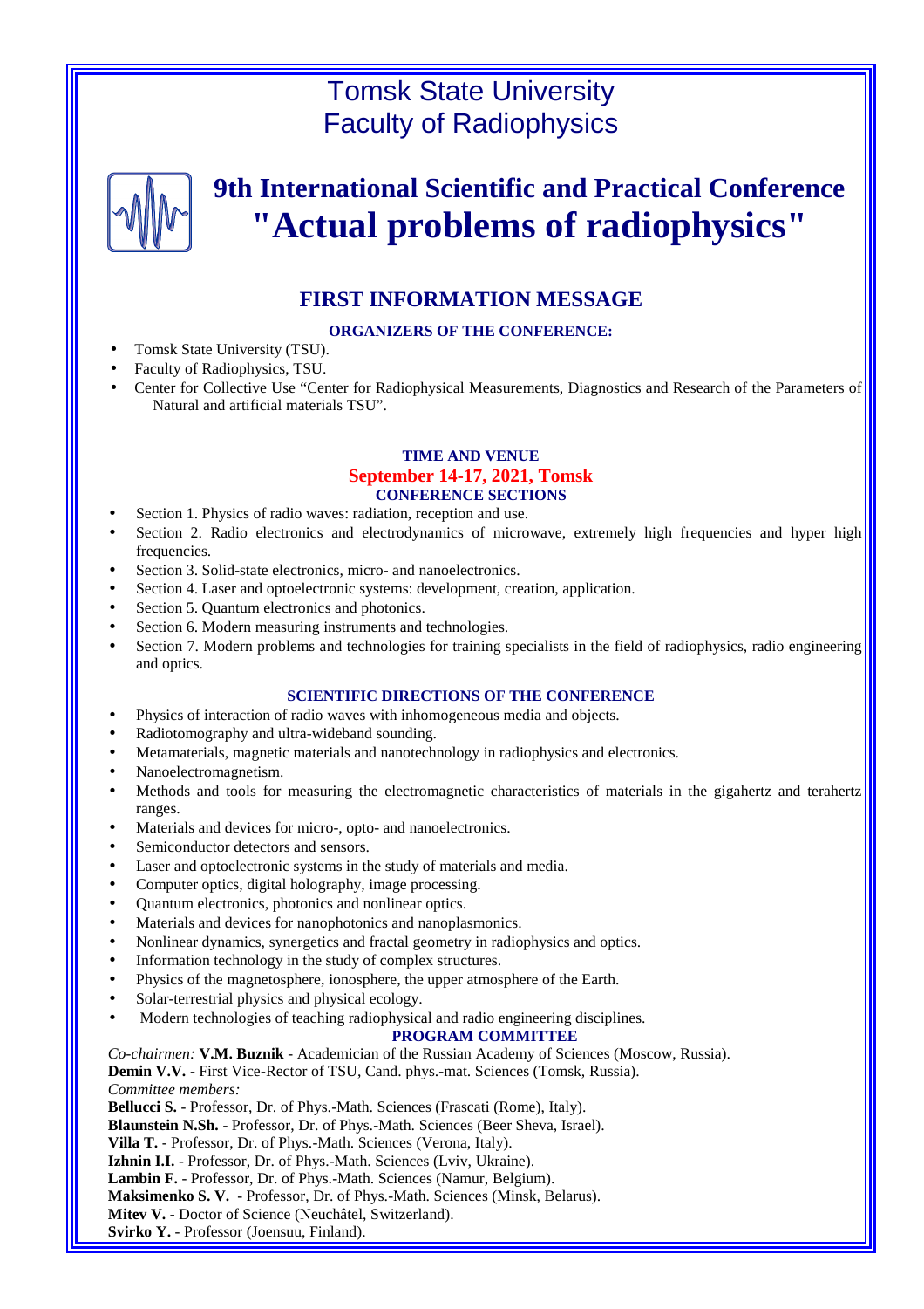# Tomsk State University
# Faculty of Radiophysics

## 9th International Scientific and Practical Conference "Actual problems of radiophysics"

## FIRST INFORMATION MESSAGE

### ORGANIZERS OF THE CONFERENCE:

- Tomsk State University (TSU).
- Faculty of Radiophysics, TSU.
- Center for Collective Use “Center for Radiophysical Measurements, Diagnostics and Research of the Parameters of Natural and artificial materials TSU”.

### TIME AND VENUE

**September 14-17, 2021, Tomsk**

### CONFERENCE SECTIONS

- Section 1. Physics of radio waves: radiation, reception and use.
- Section 2. Radio electronics and electrodynamics of microwave, extremely high frequencies and hyper high frequencies.
- Section 3. Solid-state electronics, micro- and nanoelectronics.
- Section 4. Laser and optoelectronic systems: development, creation, application.
- Section 5. Quantum electronics and photonics.
- Section 6. Modern measuring instruments and technologies.
- Section 7. Modern problems and technologies for training specialists in the field of radiophysics, radio engineering and optics.

### SCIENTIFIC DIRECTIONS OF THE CONFERENCE

- Physics of interaction of radio waves with inhomogeneous media and objects.
- Radiotomography and ultra-wideband sounding.
- Metamaterials, magnetic materials and nanotechnology in radiophysics and electronics.
- Nanoelectromagnetism.
- Methods and tools for measuring the electromagnetic characteristics of materials in the gigahertz and terahertz ranges.
- Materials and devices for micro-, opto- and nanoelectronics.
- Semiconductor detectors and sensors.
- Laser and optoelectronic systems in the study of materials and media.
- Computer optics, digital holography, image processing.
- Quantum electronics, photonics and nonlinear optics.
- Materials and devices for nanophotonics and nanoplasmonics.
- Nonlinear dynamics, synergetics and fractal geometry in radiophysics and optics.
- Information technology in the study of complex structures.
- Physics of the magnetosphere, ionosphere, the upper atmosphere of the Earth.
- Solar-terrestrial physics and physical ecology.
- Modern technologies of teaching radiophysical and radio engineering disciplines.

### PROGRAM COMMITTEE

*Co-chairmen:* **V.M. Buznik** - Academician of the Russian Academy of Sciences (Moscow, Russia).
**Demin V.V.** - First Vice-Rector of TSU, Cand. phys.-mat. Sciences (Tomsk, Russia).
*Committee members:*
**Bellucci S.** - Professor, Dr. of Phys.-Math. Sciences (Frascati (Rome), Italy).
**Blaunstein N.Sh.** - Professor, Dr. of Phys.-Math. Sciences (Beer Sheva, Israel).
**Villa T.** - Professor, Dr. of Phys.-Math. Sciences (Verona, Italy).
**Izhnin I.I.** - Professor, Dr. of Phys.-Math. Sciences (Lviv, Ukraine).
**Lambin F.** - Professor, Dr. of Phys.-Math. Sciences (Namur, Belgium).
**Maksimenko S. V.** - Professor, Dr. of Phys.-Math. Sciences (Minsk, Belarus).
**Mitev V.** - Doctor of Science (Neuchâtel, Switzerland).
**Svirko Y.** - Professor (Joensuu, Finland).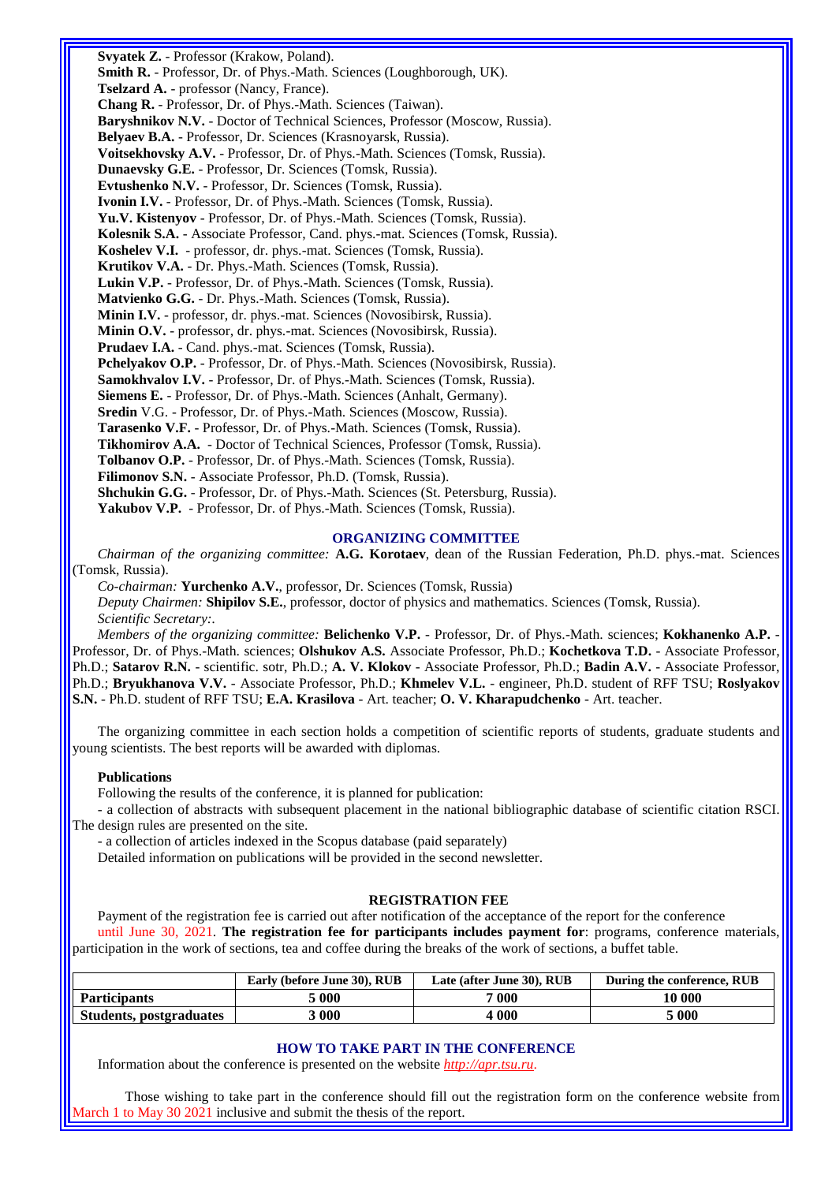**Svyatek Z.** - Professor (Krakow, Poland).
**Smith R.** - Professor, Dr. of Phys.-Math. Sciences (Loughborough, UK).
**Tselzard A.** - professor (Nancy, France).
**Chang R.** - Professor, Dr. of Phys.-Math. Sciences (Taiwan).
**Baryshnikov N.V.** - Doctor of Technical Sciences, Professor (Moscow, Russia).
**Belyaev B.A.** - Professor, Dr. Sciences (Krasnoyarsk, Russia).
**Voitsekhovsky A.V.** - Professor, Dr. of Phys.-Math. Sciences (Tomsk, Russia).
**Dunaevsky G.E.** - Professor, Dr. Sciences (Tomsk, Russia).
**Evtushenko N.V.** - Professor, Dr. Sciences (Tomsk, Russia).
**Ivonin I.V.** - Professor, Dr. of Phys.-Math. Sciences (Tomsk, Russia).
**Yu.V. Kistenyov** - Professor, Dr. of Phys.-Math. Sciences (Tomsk, Russia).
**Kolesnik S.A.** - Associate Professor, Cand. phys.-mat. Sciences (Tomsk, Russia).
**Koshelev V.I.** - professor, dr. phys.-mat. Sciences (Tomsk, Russia).
**Krutikov V.A.** - Dr. Phys.-Math. Sciences (Tomsk, Russia).
**Lukin V.P.** - Professor, Dr. of Phys.-Math. Sciences (Tomsk, Russia).
**Matvienko G.G.** - Dr. Phys.-Math. Sciences (Tomsk, Russia).
**Minin I.V.** - professor, dr. phys.-mat. Sciences (Novosibirsk, Russia).
**Minin O.V.** - professor, dr. phys.-mat. Sciences (Novosibirsk, Russia).
**Prudaev I.A.** - Cand. phys.-mat. Sciences (Tomsk, Russia).
**Pchelyakov O.P.** - Professor, Dr. of Phys.-Math. Sciences (Novosibirsk, Russia).
**Samokhvalov I.V.** - Professor, Dr. of Phys.-Math. Sciences (Tomsk, Russia).
**Siemens E.** - Professor, Dr. of Phys.-Math. Sciences (Anhalt, Germany).
**Sredin** V.G. - Professor, Dr. of Phys.-Math. Sciences (Moscow, Russia).
**Tarasenko V.F.** - Professor, Dr. of Phys.-Math. Sciences (Tomsk, Russia).
**Tikhomirov A.A.** - Doctor of Technical Sciences, Professor (Tomsk, Russia).
**Tolbanov O.P.** - Professor, Dr. of Phys.-Math. Sciences (Tomsk, Russia).
**Filimonov S.N.** - Associate Professor, Ph.D. (Tomsk, Russia).
**Shchukin G.G.** - Professor, Dr. of Phys.-Math. Sciences (St. Petersburg, Russia).
**Yakubov V.P.** - Professor, Dr. of Phys.-Math. Sciences (Tomsk, Russia).

## ORGANIZING COMMITTEE

*Chairman of the organizing committee:* **A.G. Korotaev**, dean of the Russian Federation, Ph.D. phys.-mat. Sciences (Tomsk, Russia).

*Co-chairman:* **Yurchenko A.V.**, professor, Dr. Sciences (Tomsk, Russia)

*Deputy Chairmen:* **Shipilov S.E.**, professor, doctor of physics and mathematics. Sciences (Tomsk, Russia).

*Scientific Secretary:*.

*Members of the organizing committee:* **Belichenko V.P.** - Professor, Dr. of Phys.-Math. sciences; **Kokhanenko A.P.** - Professor, Dr. of Phys.-Math. sciences; **Olshukov A.S.** Associate Professor, Ph.D.; **Kochetkova T.D.** - Associate Professor, Ph.D.; **Satarov R.N.** - scientific. sotr, Ph.D.; **A. V. Klokov** - Associate Professor, Ph.D.; **Badin A.V.** - Associate Professor, Ph.D.; **Bryukhanova V.V.** - Associate Professor, Ph.D.; **Khmelev V.L.** - engineer, Ph.D. student of RFF TSU; **Roslyakov S.N.** - Ph.D. student of RFF TSU; **E.A. Krasilova** - Art. teacher; **O. V. Kharapudchenko** - Art. teacher.

The organizing committee in each section holds a competition of scientific reports of students, graduate students and young scientists. The best reports will be awarded with diplomas.

**Publications**

Following the results of the conference, it is planned for publication:

- a collection of abstracts with subsequent placement in the national bibliographic database of scientific citation RSCI. The design rules are presented on the site.

- a collection of articles indexed in the Scopus database (paid separately)

Detailed information on publications will be provided in the second newsletter.

## REGISTRATION FEE

Payment of the registration fee is carried out after notification of the acceptance of the report for the conference until June 30, 2021. **The registration fee for participants includes payment for**: programs, conference materials, participation in the work of sections, tea and coffee during the breaks of the work of sections, a buffet table.

| | Early (before June 30), RUB | Late (after June 30), RUB | During the conference, RUB |
|---|---|---|---|
| **Participants** | 5 000 | 7 000 | 10 000 |
| **Students, postgraduates** | 3 000 | 4 000 | 5 000 |

## HOW TO TAKE PART IN THE CONFERENCE

Information about the conference is presented on the website *http://apr.tsu.ru*.

Those wishing to take part in the conference should fill out the registration form on the conference website from March 1 to May 30 2021 inclusive and submit the thesis of the report.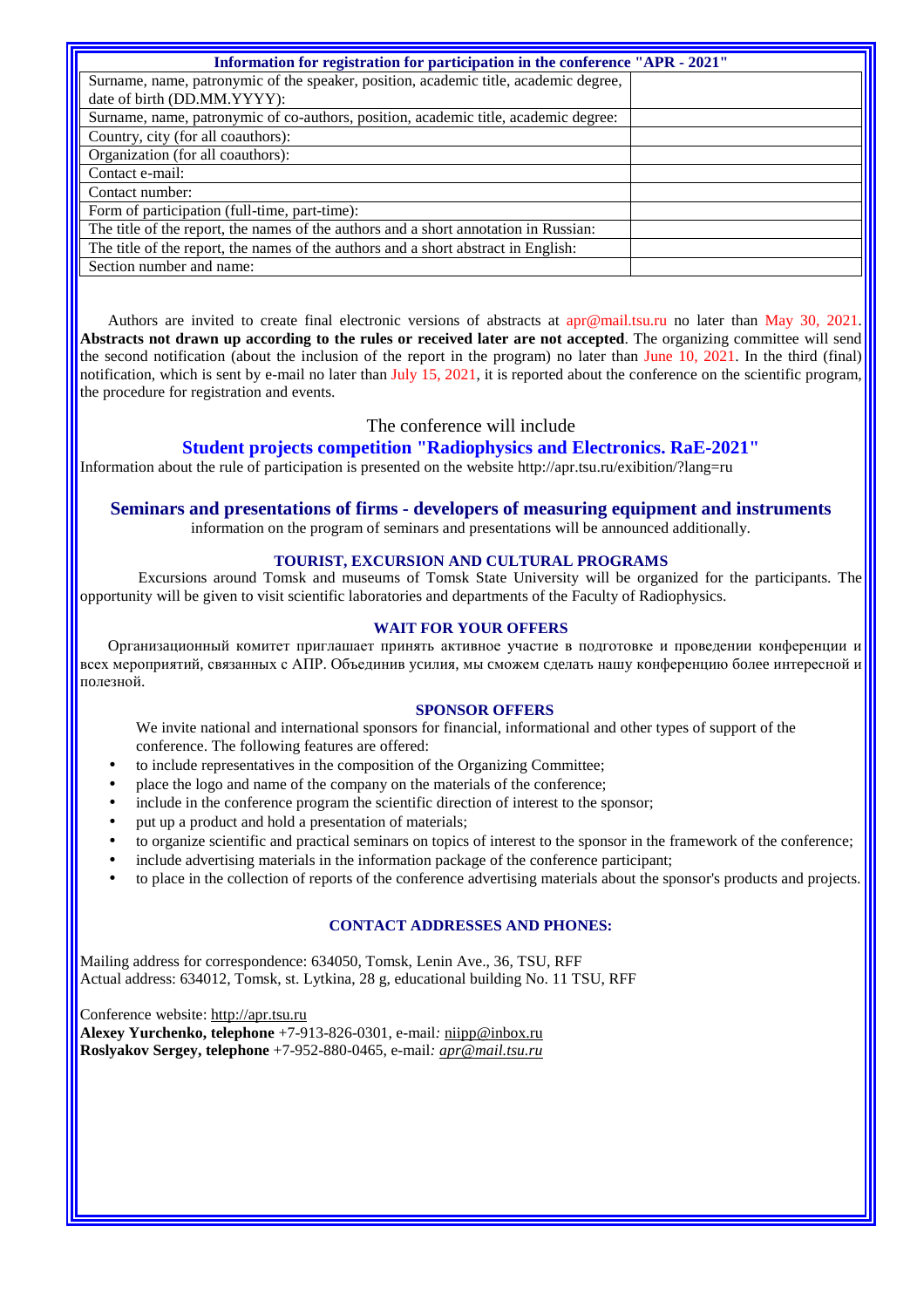| Information for registration for participation in the conference "APR - 2021" | |
|---|---|
| Surname, name, patronymic of the speaker, position, academic title, academic degree, date of birth (DD.MM.YYYY): | |
| Surname, name, patronymic of co-authors, position, academic title, academic degree: | |
| Country, city (for all coauthors): | |
| Organization (for all coauthors): | |
| Contact e-mail: | |
| Contact number: | |
| Form of participation (full-time, part-time): | |
| The title of the report, the names of the authors and a short annotation in Russian: | |
| The title of the report, the names of the authors and a short abstract in English: | |
| Section number and name: | |

Authors are invited to create final electronic versions of abstracts at apr@mail.tsu.ru no later than May 30, 2021. **Abstracts not drawn up according to the rules or received later are not accepted**. The organizing committee will send the second notification (about the inclusion of the report in the program) no later than June 10, 2021. In the third (final) notification, which is sent by e-mail no later than July 15, 2021, it is reported about the conference on the scientific program, the procedure for registration and events.

The conference will include

## Student projects competition "Radiophysics and Electronics. RaE-2021"

Information about the rule of participation is presented on the website http://apr.tsu.ru/exibition/?lang=ru

## Seminars and presentations of firms - developers of measuring equipment and instruments

information on the program of seminars and presentations will be announced additionally.

### TOURIST, EXCURSION AND CULTURAL PROGRAMS

Excursions around Tomsk and museums of Tomsk State University will be organized for the participants. The opportunity will be given to visit scientific laboratories and departments of the Faculty of Radiophysics.

### WAIT FOR YOUR OFFERS

Организационный комитет приглашает принять активное участие в подготовке и проведении конференции и всех мероприятий, связанных с АПР. Объединив усилия, мы сможем сделать нашу конференцию более интересной и полезной.

### SPONSOR OFFERS

We invite national and international sponsors for financial, informational and other types of support of the conference. The following features are offered:

- to include representatives in the composition of the Organizing Committee;
- place the logo and name of the company on the materials of the conference;
- include in the conference program the scientific direction of interest to the sponsor;
- put up a product and hold a presentation of materials;
- to organize scientific and practical seminars on topics of interest to the sponsor in the framework of the conference;
- include advertising materials in the information package of the conference participant;
- to place in the collection of reports of the conference advertising materials about the sponsor's products and projects.

### CONTACT ADDRESSES AND PHONES:

Mailing address for correspondence: 634050, Tomsk, Lenin Ave., 36, TSU, RFF
Actual address: 634012, Tomsk, st. Lytkina, 28 g, educational building No. 11 TSU, RFF

Conference website: http://apr.tsu.ru
**Alexey Yurchenko, telephone** +7-913-826-0301, e-mail*:* niipp@inbox.ru
**Roslyakov Sergey, telephone** +7-952-880-0465, e-mail*: apr@mail.tsu.ru*